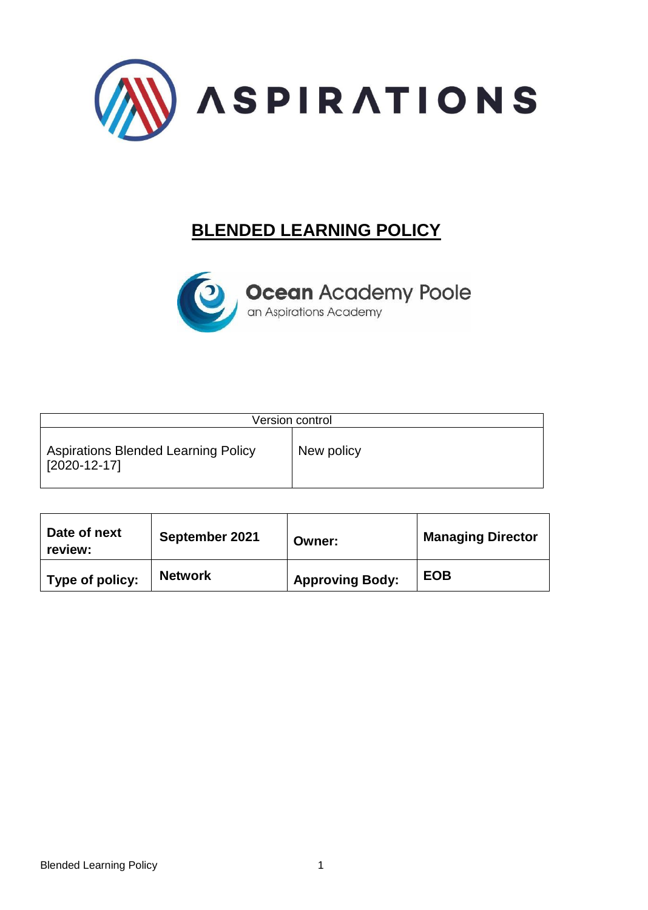ASPIRATIONS

# BLENDED LEARNING POLICY

Ocean Academy Poole
an Aspirations Academy

| Version control | |
|---|---|
| Aspirations Blended Learning Policy [2020-12-17] | New policy |

| **Date of next review:** | **September 2021** | **Owner:** | **Managing Director** |
|---|---|---|---|
| **Type of policy:** | **Network** | **Approving Body:** | **EOB** |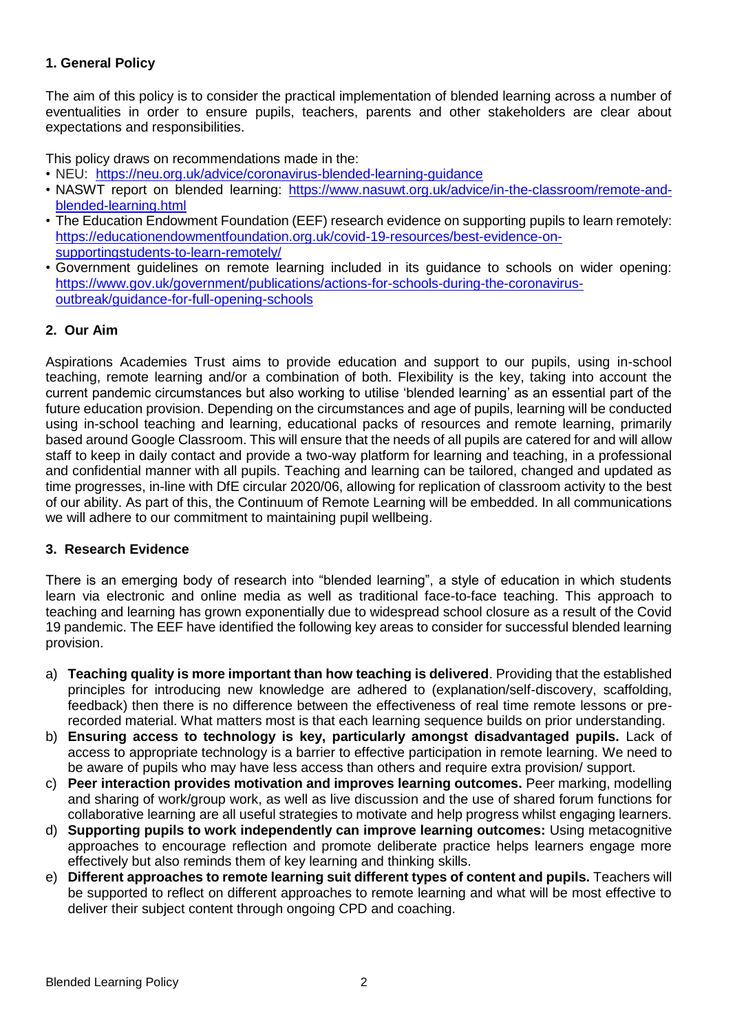## 1. General Policy

The aim of this policy is to consider the practical implementation of blended learning across a number of eventualities in order to ensure pupils, teachers, parents and other stakeholders are clear about expectations and responsibilities.

This policy draws on recommendations made in the:

- NEU: https://neu.org.uk/advice/coronavirus-blended-learning-guidance
- NASWT report on blended learning: https://www.nasuwt.org.uk/advice/in-the-classroom/remote-and-blended-learning.html
- The Education Endowment Foundation (EEF) research evidence on supporting pupils to learn remotely: https://educationendowmentfoundation.org.uk/covid-19-resources/best-evidence-on-supportingstudents-to-learn-remotely/
- Government guidelines on remote learning included in its guidance to schools on wider opening: https://www.gov.uk/government/publications/actions-for-schools-during-the-coronavirus-outbreak/guidance-for-full-opening-schools

## 2. Our Aim

Aspirations Academies Trust aims to provide education and support to our pupils, using in-school teaching, remote learning and/or a combination of both. Flexibility is the key, taking into account the current pandemic circumstances but also working to utilise 'blended learning' as an essential part of the future education provision. Depending on the circumstances and age of pupils, learning will be conducted using in-school teaching and learning, educational packs of resources and remote learning, primarily based around Google Classroom. This will ensure that the needs of all pupils are catered for and will allow staff to keep in daily contact and provide a two-way platform for learning and teaching, in a professional and confidential manner with all pupils. Teaching and learning can be tailored, changed and updated as time progresses, in-line with DfE circular 2020/06, allowing for replication of classroom activity to the best of our ability. As part of this, the Continuum of Remote Learning will be embedded. In all communications we will adhere to our commitment to maintaining pupil wellbeing.

## 3. Research Evidence

There is an emerging body of research into "blended learning", a style of education in which students learn via electronic and online media as well as traditional face-to-face teaching. This approach to teaching and learning has grown exponentially due to widespread school closure as a result of the Covid 19 pandemic. The EEF have identified the following key areas to consider for successful blended learning provision.

a) **Teaching quality is more important than how teaching is delivered**. Providing that the established principles for introducing new knowledge are adhered to (explanation/self-discovery, scaffolding, feedback) then there is no difference between the effectiveness of real time remote lessons or pre-recorded material. What matters most is that each learning sequence builds on prior understanding.

b) **Ensuring access to technology is key, particularly amongst disadvantaged pupils.** Lack of access to appropriate technology is a barrier to effective participation in remote learning. We need to be aware of pupils who may have less access than others and require extra provision/ support.

c) **Peer interaction provides motivation and improves learning outcomes.** Peer marking, modelling and sharing of work/group work, as well as live discussion and the use of shared forum functions for collaborative learning are all useful strategies to motivate and help progress whilst engaging learners.

d) **Supporting pupils to work independently can improve learning outcomes:** Using metacognitive approaches to encourage reflection and promote deliberate practice helps learners engage more effectively but also reminds them of key learning and thinking skills.

e) **Different approaches to remote learning suit different types of content and pupils.** Teachers will be supported to reflect on different approaches to remote learning and what will be most effective to deliver their subject content through ongoing CPD and coaching.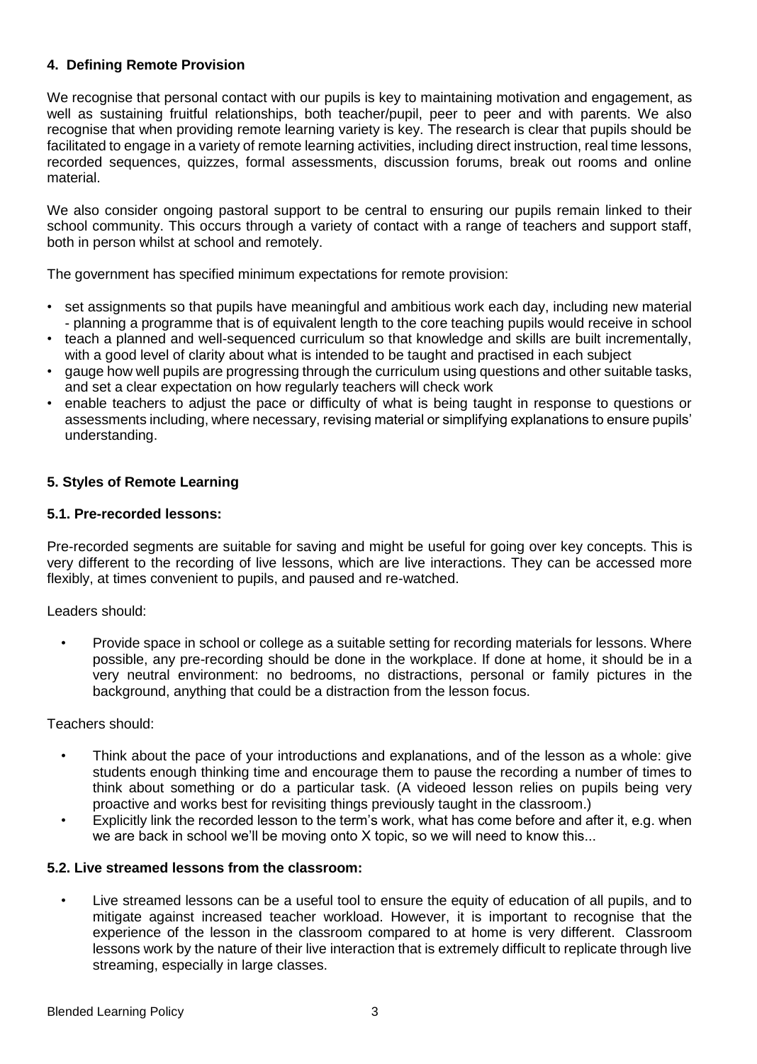#### 4. Defining Remote Provision

We recognise that personal contact with our pupils is key to maintaining motivation and engagement, as well as sustaining fruitful relationships, both teacher/pupil, peer to peer and with parents. We also recognise that when providing remote learning variety is key. The research is clear that pupils should be facilitated to engage in a variety of remote learning activities, including direct instruction, real time lessons, recorded sequences, quizzes, formal assessments, discussion forums, break out rooms and online material.

We also consider ongoing pastoral support to be central to ensuring our pupils remain linked to their school community. This occurs through a variety of contact with a range of teachers and support staff, both in person whilst at school and remotely.

The government has specified minimum expectations for remote provision:

- set assignments so that pupils have meaningful and ambitious work each day, including new material - planning a programme that is of equivalent length to the core teaching pupils would receive in school
- teach a planned and well-sequenced curriculum so that knowledge and skills are built incrementally, with a good level of clarity about what is intended to be taught and practised in each subject
- gauge how well pupils are progressing through the curriculum using questions and other suitable tasks, and set a clear expectation on how regularly teachers will check work
- enable teachers to adjust the pace or difficulty of what is being taught in response to questions or assessments including, where necessary, revising material or simplifying explanations to ensure pupils' understanding.

#### 5. Styles of Remote Learning

#### 5.1. Pre-recorded lessons:

Pre-recorded segments are suitable for saving and might be useful for going over key concepts. This is very different to the recording of live lessons, which are live interactions. They can be accessed more flexibly, at times convenient to pupils, and paused and re-watched.

Leaders should:

- Provide space in school or college as a suitable setting for recording materials for lessons. Where possible, any pre-recording should be done in the workplace. If done at home, it should be in a very neutral environment: no bedrooms, no distractions, personal or family pictures in the background, anything that could be a distraction from the lesson focus.

Teachers should:

- Think about the pace of your introductions and explanations, and of the lesson as a whole: give students enough thinking time and encourage them to pause the recording a number of times to think about something or do a particular task. (A videoed lesson relies on pupils being very proactive and works best for revisiting things previously taught in the classroom.)
- Explicitly link the recorded lesson to the term's work, what has come before and after it, e.g. when we are back in school we'll be moving onto X topic, so we will need to know this...

#### 5.2. Live streamed lessons from the classroom:

- Live streamed lessons can be a useful tool to ensure the equity of education of all pupils, and to mitigate against increased teacher workload. However, it is important to recognise that the experience of the lesson in the classroom compared to at home is very different. Classroom lessons work by the nature of their live interaction that is extremely difficult to replicate through live streaming, especially in large classes.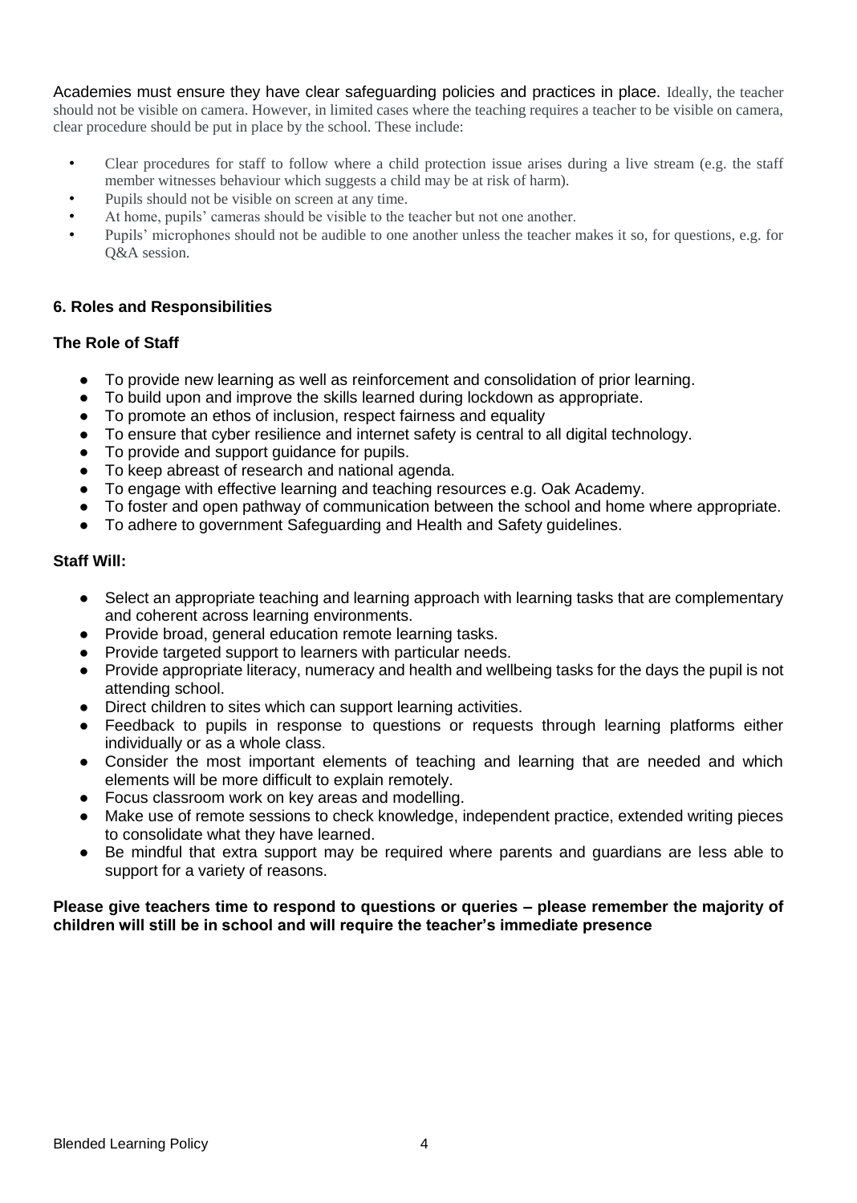Academies must ensure they have clear safeguarding policies and practices in place. Ideally, the teacher should not be visible on camera. However, in limited cases where the teaching requires a teacher to be visible on camera, clear procedure should be put in place by the school. These include:

- Clear procedures for staff to follow where a child protection issue arises during a live stream (e.g. the staff member witnesses behaviour which suggests a child may be at risk of harm).
- Pupils should not be visible on screen at any time.
- At home, pupils' cameras should be visible to the teacher but not one another.
- Pupils' microphones should not be audible to one another unless the teacher makes it so, for questions, e.g. for Q&A session.

## 6. Roles and Responsibilities

### The Role of Staff

- To provide new learning as well as reinforcement and consolidation of prior learning.
- To build upon and improve the skills learned during lockdown as appropriate.
- To promote an ethos of inclusion, respect fairness and equality
- To ensure that cyber resilience and internet safety is central to all digital technology.
- To provide and support guidance for pupils.
- To keep abreast of research and national agenda.
- To engage with effective learning and teaching resources e.g. Oak Academy.
- To foster and open pathway of communication between the school and home where appropriate.
- To adhere to government Safeguarding and Health and Safety guidelines.

### Staff Will:

- Select an appropriate teaching and learning approach with learning tasks that are complementary and coherent across learning environments.
- Provide broad, general education remote learning tasks.
- Provide targeted support to learners with particular needs.
- Provide appropriate literacy, numeracy and health and wellbeing tasks for the days the pupil is not attending school.
- Direct children to sites which can support learning activities.
- Feedback to pupils in response to questions or requests through learning platforms either individually or as a whole class.
- Consider the most important elements of teaching and learning that are needed and which elements will be more difficult to explain remotely.
- Focus classroom work on key areas and modelling.
- Make use of remote sessions to check knowledge, independent practice, extended writing pieces to consolidate what they have learned.
- Be mindful that extra support may be required where parents and guardians are less able to support for a variety of reasons.

**Please give teachers time to respond to questions or queries – please remember the majority of children will still be in school and will require the teacher's immediate presence**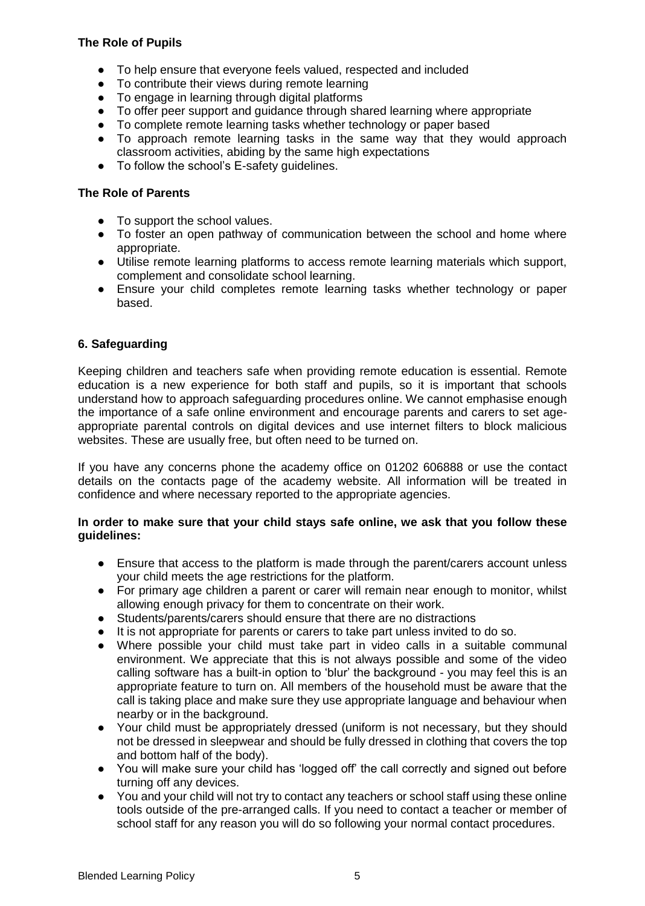**The Role of Pupils**

- To help ensure that everyone feels valued, respected and included
- To contribute their views during remote learning
- To engage in learning through digital platforms
- To offer peer support and guidance through shared learning where appropriate
- To complete remote learning tasks whether technology or paper based
- To approach remote learning tasks in the same way that they would approach classroom activities, abiding by the same high expectations
- To follow the school's E-safety guidelines.

**The Role of Parents**

- To support the school values.
- To foster an open pathway of communication between the school and home where appropriate.
- Utilise remote learning platforms to access remote learning materials which support, complement and consolidate school learning.
- Ensure your child completes remote learning tasks whether technology or paper based.

## 6. Safeguarding

Keeping children and teachers safe when providing remote education is essential. Remote education is a new experience for both staff and pupils, so it is important that schools understand how to approach safeguarding procedures online. We cannot emphasise enough the importance of a safe online environment and encourage parents and carers to set age-appropriate parental controls on digital devices and use internet filters to block malicious websites. These are usually free, but often need to be turned on.

If you have any concerns phone the academy office on 01202 606888 or use the contact details on the contacts page of the academy website. All information will be treated in confidence and where necessary reported to the appropriate agencies.

**In order to make sure that your child stays safe online, we ask that you follow these guidelines:**

- Ensure that access to the platform is made through the parent/carers account unless your child meets the age restrictions for the platform.
- For primary age children a parent or carer will remain near enough to monitor, whilst allowing enough privacy for them to concentrate on their work.
- Students/parents/carers should ensure that there are no distractions
- It is not appropriate for parents or carers to take part unless invited to do so.
- Where possible your child must take part in video calls in a suitable communal environment. We appreciate that this is not always possible and some of the video calling software has a built-in option to 'blur' the background - you may feel this is an appropriate feature to turn on. All members of the household must be aware that the call is taking place and make sure they use appropriate language and behaviour when nearby or in the background.
- Your child must be appropriately dressed (uniform is not necessary, but they should not be dressed in sleepwear and should be fully dressed in clothing that covers the top and bottom half of the body).
- You will make sure your child has 'logged off' the call correctly and signed out before turning off any devices.
- You and your child will not try to contact any teachers or school staff using these online tools outside of the pre-arranged calls. If you need to contact a teacher or member of school staff for any reason you will do so following your normal contact procedures.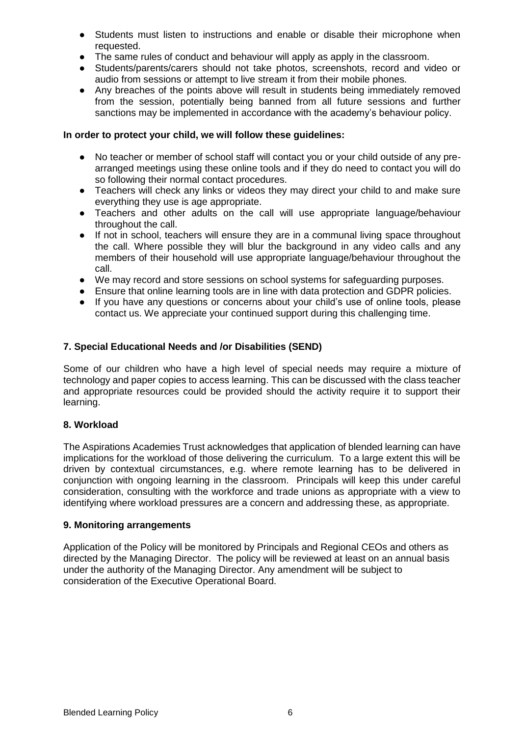- Students must listen to instructions and enable or disable their microphone when requested.
- The same rules of conduct and behaviour will apply as apply in the classroom.
- Students/parents/carers should not take photos, screenshots, record and video or audio from sessions or attempt to live stream it from their mobile phones.
- Any breaches of the points above will result in students being immediately removed from the session, potentially being banned from all future sessions and further sanctions may be implemented in accordance with the academy's behaviour policy.

**In order to protect your child, we will follow these guidelines:**

- No teacher or member of school staff will contact you or your child outside of any pre-arranged meetings using these online tools and if they do need to contact you will do so following their normal contact procedures.
- Teachers will check any links or videos they may direct your child to and make sure everything they use is age appropriate.
- Teachers and other adults on the call will use appropriate language/behaviour throughout the call.
- If not in school, teachers will ensure they are in a communal living space throughout the call. Where possible they will blur the background in any video calls and any members of their household will use appropriate language/behaviour throughout the call.
- We may record and store sessions on school systems for safeguarding purposes.
- Ensure that online learning tools are in line with data protection and GDPR policies.
- If you have any questions or concerns about your child's use of online tools, please contact us. We appreciate your continued support during this challenging time.

### 7. Special Educational Needs and /or Disabilities (SEND)

Some of our children who have a high level of special needs may require a mixture of technology and paper copies to access learning. This can be discussed with the class teacher and appropriate resources could be provided should the activity require it to support their learning.

### 8. Workload

The Aspirations Academies Trust acknowledges that application of blended learning can have implications for the workload of those delivering the curriculum. To a large extent this will be driven by contextual circumstances, e.g. where remote learning has to be delivered in conjunction with ongoing learning in the classroom. Principals will keep this under careful consideration, consulting with the workforce and trade unions as appropriate with a view to identifying where workload pressures are a concern and addressing these, as appropriate.

### 9. Monitoring arrangements

Application of the Policy will be monitored by Principals and Regional CEOs and others as directed by the Managing Director. The policy will be reviewed at least on an annual basis under the authority of the Managing Director. Any amendment will be subject to consideration of the Executive Operational Board.